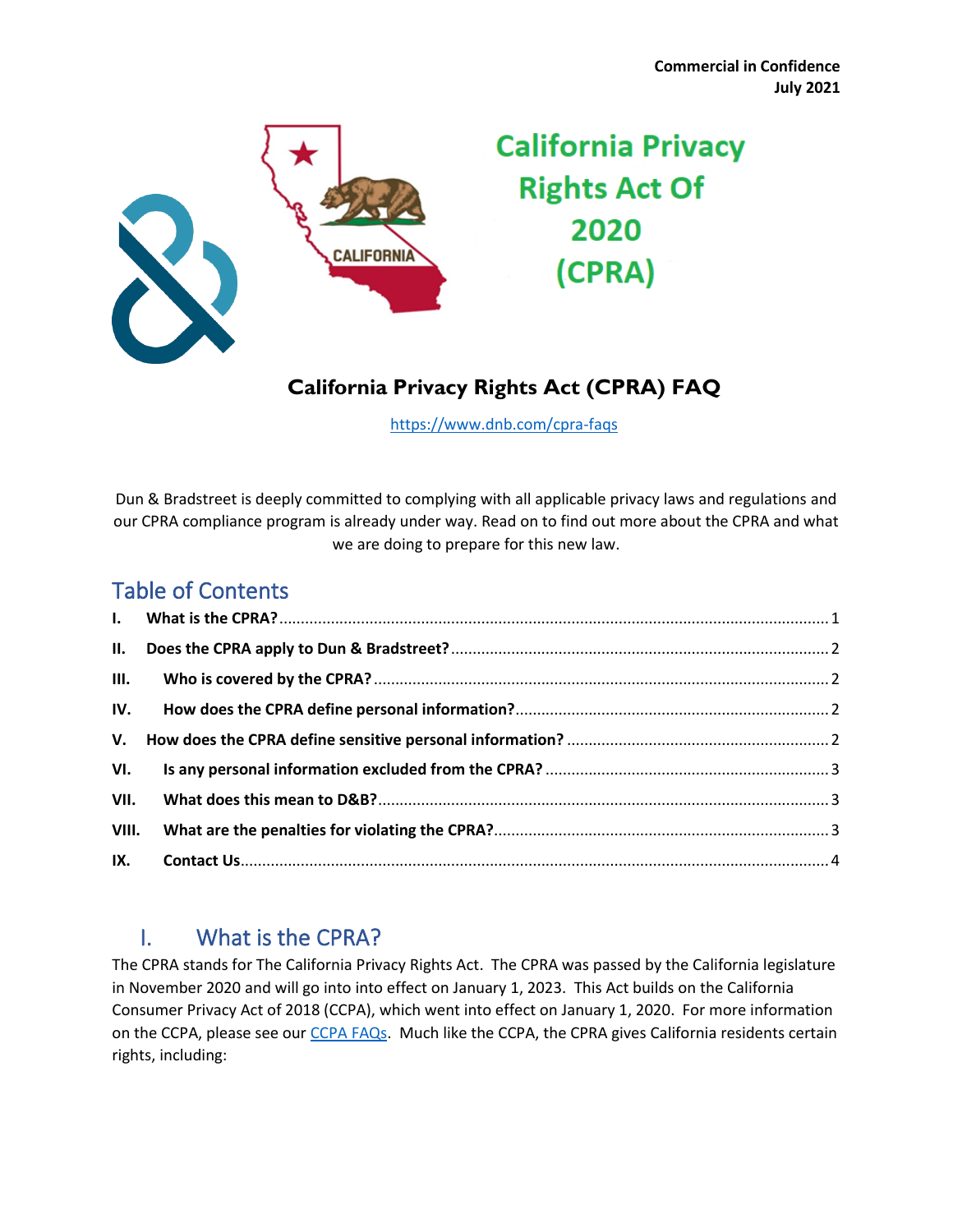**Commercial in Confidence**
**July 2021**

California Privacy Rights Act Of 2020 (CPRA)

# California Privacy Rights Act (CPRA) FAQ

https://www.dnb.com/cpra-faqs

Dun & Bradstreet is deeply committed to complying with all applicable privacy laws and regulations and our CPRA compliance program is already under way. Read on to find out more about the CPRA and what we are doing to prepare for this new law.

## Table of Contents

- I. What is the CPRA? .... 1
- II. Does the CPRA apply to Dun & Bradstreet? .... 2
- III. Who is covered by the CPRA? .... 2
- IV. How does the CPRA define personal information? .... 2
- V. How does the CPRA define sensitive personal information? .... 2
- VI. Is any personal information excluded from the CPRA? .... 3
- VII. What does this mean to D&B? .... 3
- VIII. What are the penalties for violating the CPRA? .... 3
- IX. Contact Us .... 4

## I. What is the CPRA?

The CPRA stands for The California Privacy Rights Act. The CPRA was passed by the California legislature in November 2020 and will go into into effect on January 1, 2023. This Act builds on the California Consumer Privacy Act of 2018 (CCPA), which went into effect on January 1, 2020. For more information on the CCPA, please see our [CCPA FAQs](). Much like the CCPA, the CPRA gives California residents certain rights, including: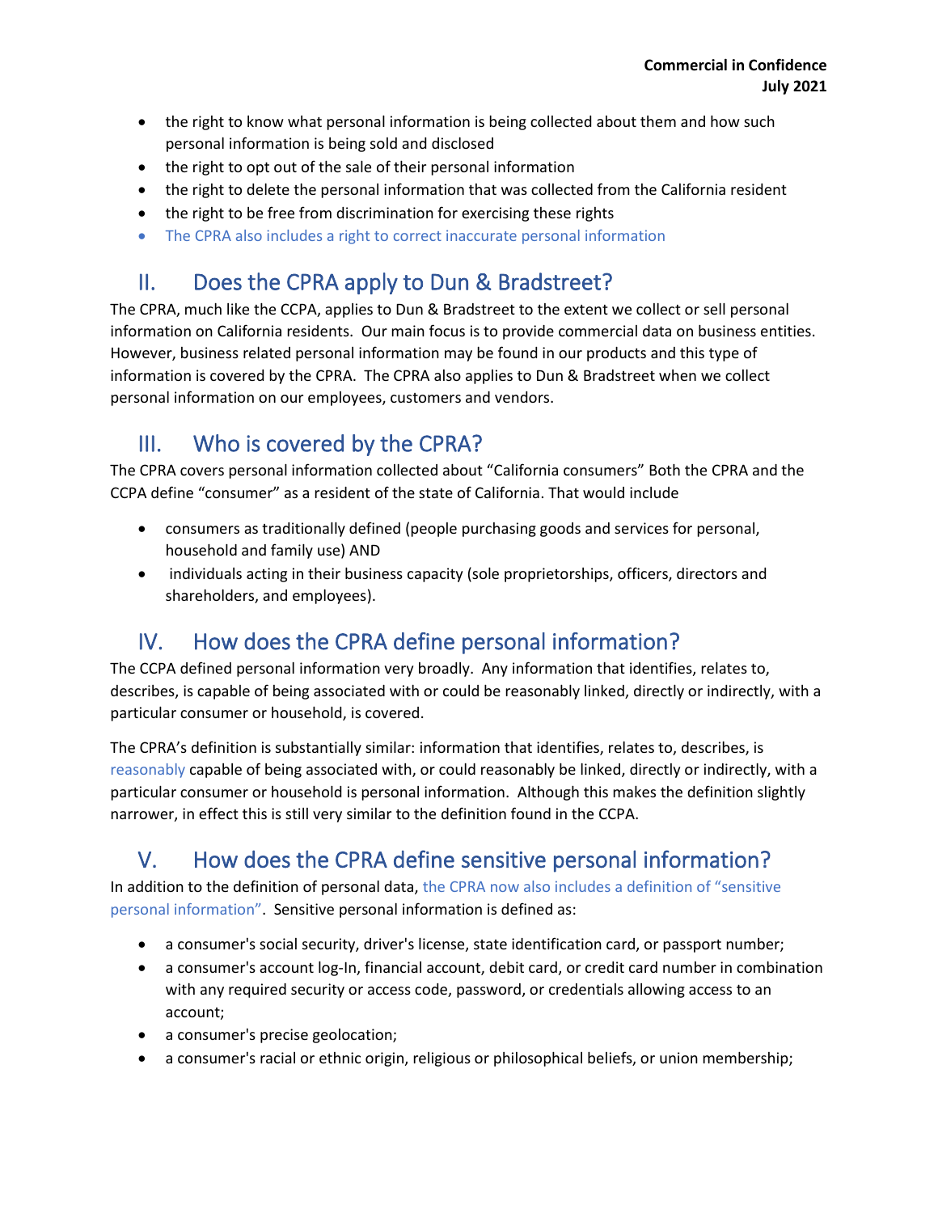- the right to know what personal information is being collected about them and how such personal information is being sold and disclosed
- the right to opt out of the sale of their personal information
- the right to delete the personal information that was collected from the California resident
- the right to be free from discrimination for exercising these rights
- The CPRA also includes a right to correct inaccurate personal information

## II. Does the CPRA apply to Dun & Bradstreet?

The CPRA, much like the CCPA, applies to Dun & Bradstreet to the extent we collect or sell personal information on California residents. Our main focus is to provide commercial data on business entities. However, business related personal information may be found in our products and this type of information is covered by the CPRA. The CPRA also applies to Dun & Bradstreet when we collect personal information on our employees, customers and vendors.

## III. Who is covered by the CPRA?

The CPRA covers personal information collected about "California consumers" Both the CPRA and the CCPA define "consumer" as a resident of the state of California. That would include

- consumers as traditionally defined (people purchasing goods and services for personal, household and family use) AND
- individuals acting in their business capacity (sole proprietorships, officers, directors and shareholders, and employees).

## IV. How does the CPRA define personal information?

The CCPA defined personal information very broadly. Any information that identifies, relates to, describes, is capable of being associated with or could be reasonably linked, directly or indirectly, with a particular consumer or household, is covered.

The CPRA's definition is substantially similar: information that identifies, relates to, describes, is reasonably capable of being associated with, or could reasonably be linked, directly or indirectly, with a particular consumer or household is personal information. Although this makes the definition slightly narrower, in effect this is still very similar to the definition found in the CCPA.

## V. How does the CPRA define sensitive personal information?

In addition to the definition of personal data, the CPRA now also includes a definition of "sensitive personal information". Sensitive personal information is defined as:

- a consumer's social security, driver's license, state identification card, or passport number;
- a consumer's account log-In, financial account, debit card, or credit card number in combination with any required security or access code, password, or credentials allowing access to an account;
- a consumer's precise geolocation;
- a consumer's racial or ethnic origin, religious or philosophical beliefs, or union membership;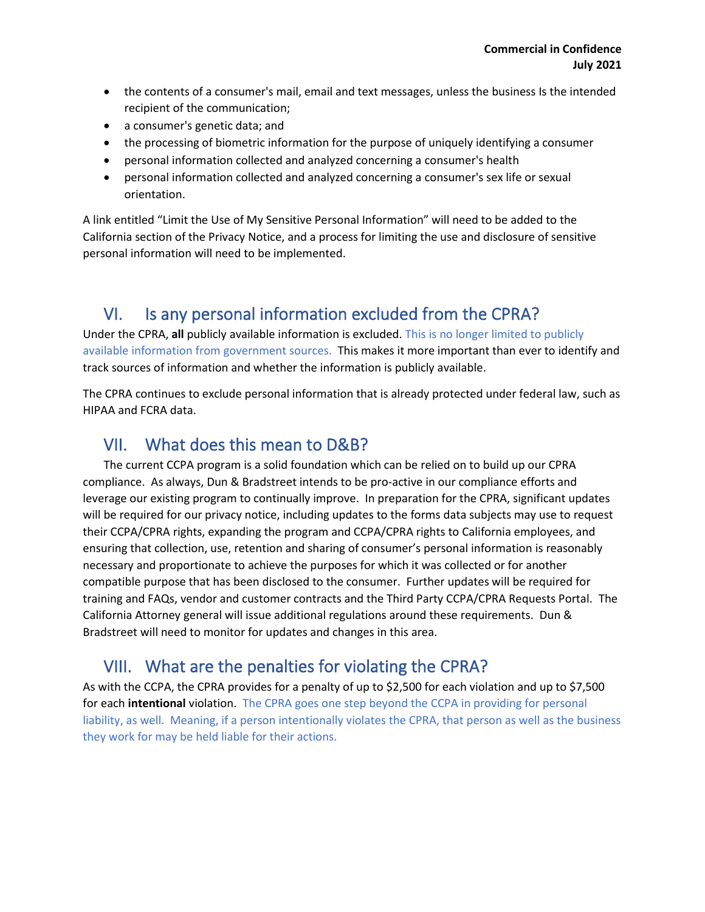- the contents of a consumer's mail, email and text messages, unless the business Is the intended recipient of the communication;
- a consumer's genetic data; and
- the processing of biometric information for the purpose of uniquely identifying a consumer
- personal information collected and analyzed concerning a consumer's health
- personal information collected and analyzed concerning a consumer's sex life or sexual orientation.

A link entitled "Limit the Use of My Sensitive Personal Information" will need to be added to the California section of the Privacy Notice, and a process for limiting the use and disclosure of sensitive personal information will need to be implemented.

## VI. Is any personal information excluded from the CPRA?

Under the CPRA, **all** publicly available information is excluded. This is no longer limited to publicly available information from government sources. This makes it more important than ever to identify and track sources of information and whether the information is publicly available.

The CPRA continues to exclude personal information that is already protected under federal law, such as HIPAA and FCRA data.

## VII. What does this mean to D&B?

The current CCPA program is a solid foundation which can be relied on to build up our CPRA compliance. As always, Dun & Bradstreet intends to be pro-active in our compliance efforts and leverage our existing program to continually improve. In preparation for the CPRA, significant updates will be required for our privacy notice, including updates to the forms data subjects may use to request their CCPA/CPRA rights, expanding the program and CCPA/CPRA rights to California employees, and ensuring that collection, use, retention and sharing of consumer's personal information is reasonably necessary and proportionate to achieve the purposes for which it was collected or for another compatible purpose that has been disclosed to the consumer. Further updates will be required for training and FAQs, vendor and customer contracts and the Third Party CCPA/CPRA Requests Portal. The California Attorney general will issue additional regulations around these requirements. Dun & Bradstreet will need to monitor for updates and changes in this area.

## VIII. What are the penalties for violating the CPRA?

As with the CCPA, the CPRA provides for a penalty of up to $2,500 for each violation and up to $7,500 for each **intentional** violation. The CPRA goes one step beyond the CCPA in providing for personal liability, as well. Meaning, if a person intentionally violates the CPRA, that person as well as the business they work for may be held liable for their actions.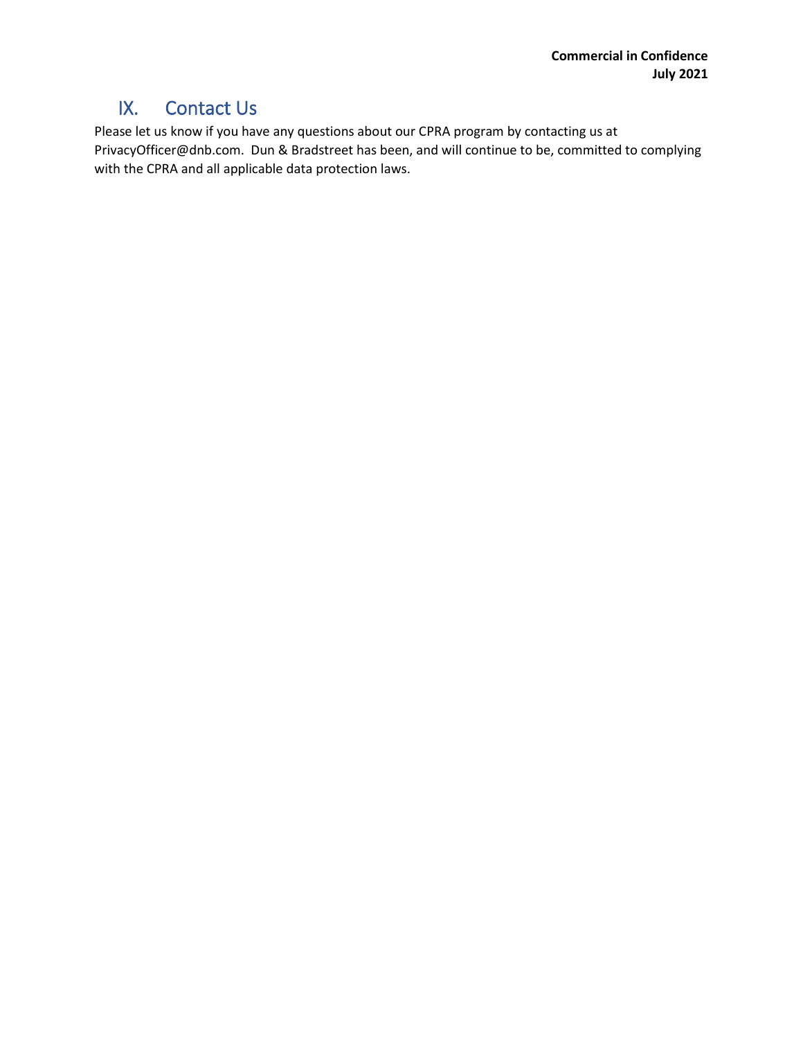## IX. Contact Us

Please let us know if you have any questions about our CPRA program by contacting us at PrivacyOfficer@dnb.com. Dun & Bradstreet has been, and will continue to be, committed to complying with the CPRA and all applicable data protection laws.